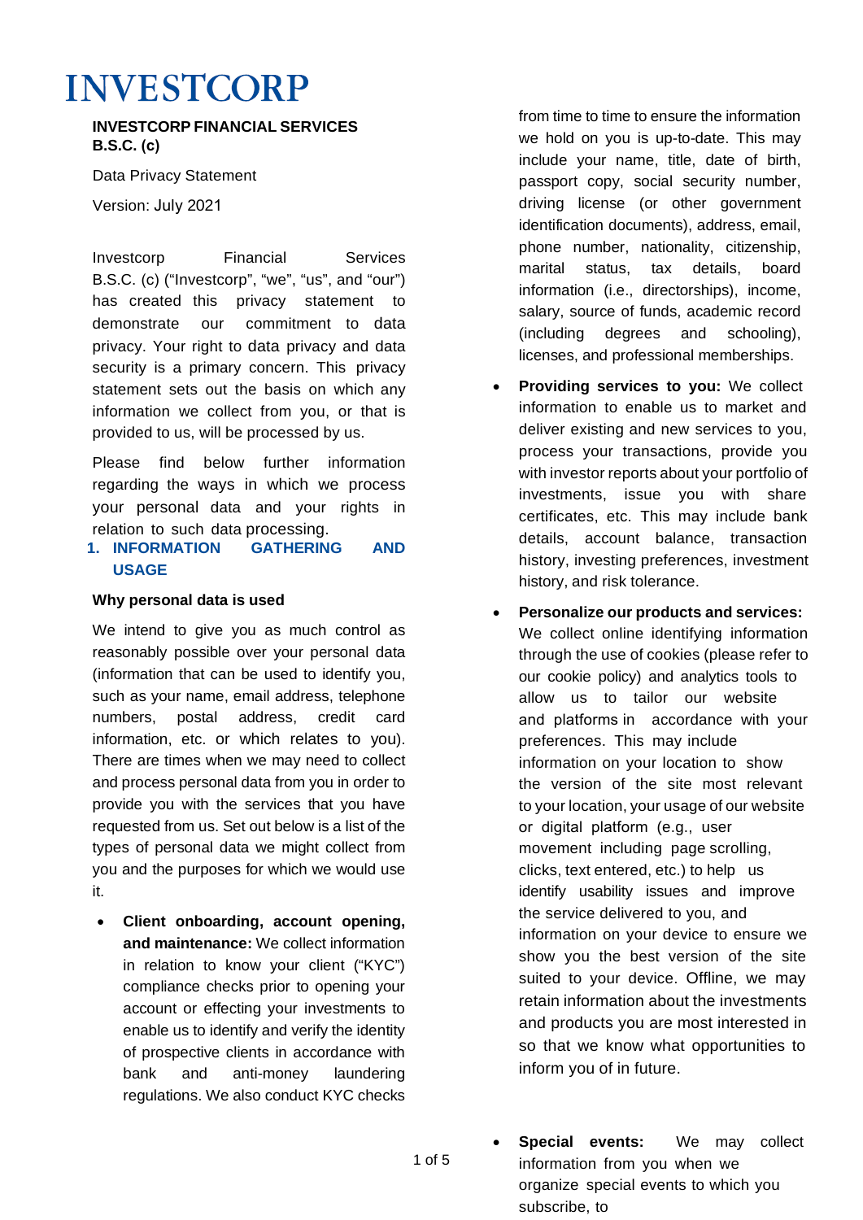# INVESTCORP

**INVESTCORP FINANCIAL SERVICES B.S.C. (c)**

Data Privacy Statement

Version: July 2021

Investcorp Financial Services B.S.C. (c) ("Investcorp", "we", "us", and "our") has created this privacy statement to demonstrate our commitment to data privacy. Your right to data privacy and data security is a primary concern. This privacy statement sets out the basis on which any information we collect from you, or that is provided to us, will be processed by us.

Please find below further information regarding the ways in which we process your personal data and your rights in relation to such data processing.

## 1. INFORMATION GATHERING AND USAGE

**Why personal data is used**

We intend to give you as much control as reasonably possible over your personal data (information that can be used to identify you, such as your name, email address, telephone numbers, postal address, credit card information, etc. or which relates to you). There are times when we may need to collect and process personal data from you in order to provide you with the services that you have requested from us. Set out below is a list of the types of personal data we might collect from you and the purposes for which we would use it.

- **Client onboarding, account opening, and maintenance:** We collect information in relation to know your client ("KYC") compliance checks prior to opening your account or effecting your investments to enable us to identify and verify the identity of prospective clients in accordance with bank and anti-money laundering regulations. We also conduct KYC checks from time to time to ensure the information we hold on you is up-to-date. This may include your name, title, date of birth, passport copy, social security number, driving license (or other government identification documents), address, email, phone number, nationality, citizenship, marital status, tax details, board information (i.e., directorships), income, salary, source of funds, academic record (including degrees and schooling), licenses, and professional memberships.
- **Providing services to you:** We collect information to enable us to market and deliver existing and new services to you, process your transactions, provide you with investor reports about your portfolio of investments, issue you with share certificates, etc. This may include bank details, account balance, transaction history, investing preferences, investment history, and risk tolerance.
- **Personalize our products and services:** We collect online identifying information through the use of cookies (please refer to our cookie policy) and analytics tools to allow us to tailor our website and platforms in accordance with your preferences. This may include information on your location to show the version of the site most relevant to your location, your usage of our website or digital platform (e.g., user movement including page scrolling, clicks, text entered, etc.) to help us identify usability issues and improve the service delivered to you, and information on your device to ensure we show you the best version of the site suited to your device. Offline, we may retain information about the investments and products you are most interested in so that we know what opportunities to inform you of in future.
- **Special events:** We may collect information from you when we organize special events to which you subscribe, to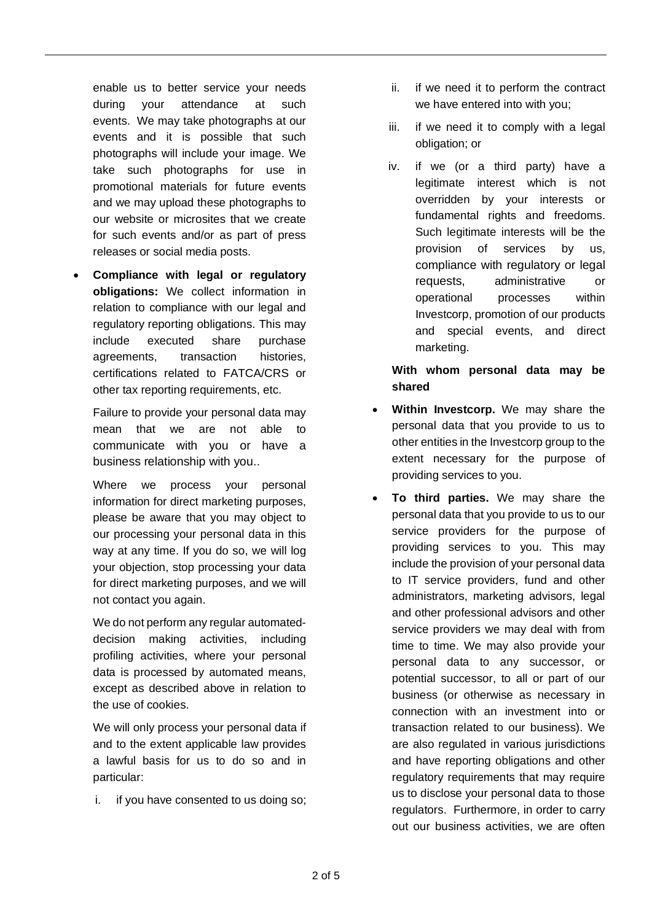enable us to better service your needs during your attendance at such events. We may take photographs at our events and it is possible that such photographs will include your image. We take such photographs for use in promotional materials for future events and we may upload these photographs to our website or microsites that we create for such events and/or as part of press releases or social media posts.

- **Compliance with legal or regulatory obligations:** We collect information in relation to compliance with our legal and regulatory reporting obligations. This may include executed share purchase agreements, transaction histories, certifications related to FATCA/CRS or other tax reporting requirements, etc.

  Failure to provide your personal data may mean that we are not able to communicate with you or have a business relationship with you..

  Where we process your personal information for direct marketing purposes, please be aware that you may object to our processing your personal data in this way at any time. If you do so, we will log your objection, stop processing your data for direct marketing purposes, and we will not contact you again.

  We do not perform any regular automated-decision making activities, including profiling activities, where your personal data is processed by automated means, except as described above in relation to the use of cookies.

  We will only process your personal data if and to the extent applicable law provides a lawful basis for us to do so and in particular:

  i. if you have consented to us doing so;

  ii. if we need it to perform the contract we have entered into with you;

  iii. if we need it to comply with a legal obligation; or

  iv. if we (or a third party) have a legitimate interest which is not overridden by your interests or fundamental rights and freedoms. Such legitimate interests will be the provision of services by us, compliance with regulatory or legal requests, administrative or operational processes within Investcorp, promotion of our products and special events, and direct marketing.

**With whom personal data may be shared**

- **Within Investcorp.** We may share the personal data that you provide to us to other entities in the Investcorp group to the extent necessary for the purpose of providing services to you.
- **To third parties.** We may share the personal data that you provide to us to our service providers for the purpose of providing services to you. This may include the provision of your personal data to IT service providers, fund and other administrators, marketing advisors, legal and other professional advisors and other service providers we may deal with from time to time. We may also provide your personal data to any successor, or potential successor, to all or part of our business (or otherwise as necessary in connection with an investment into or transaction related to our business). We are also regulated in various jurisdictions and have reporting obligations and other regulatory requirements that may require us to disclose your personal data to those regulators. Furthermore, in order to carry out our business activities, we are often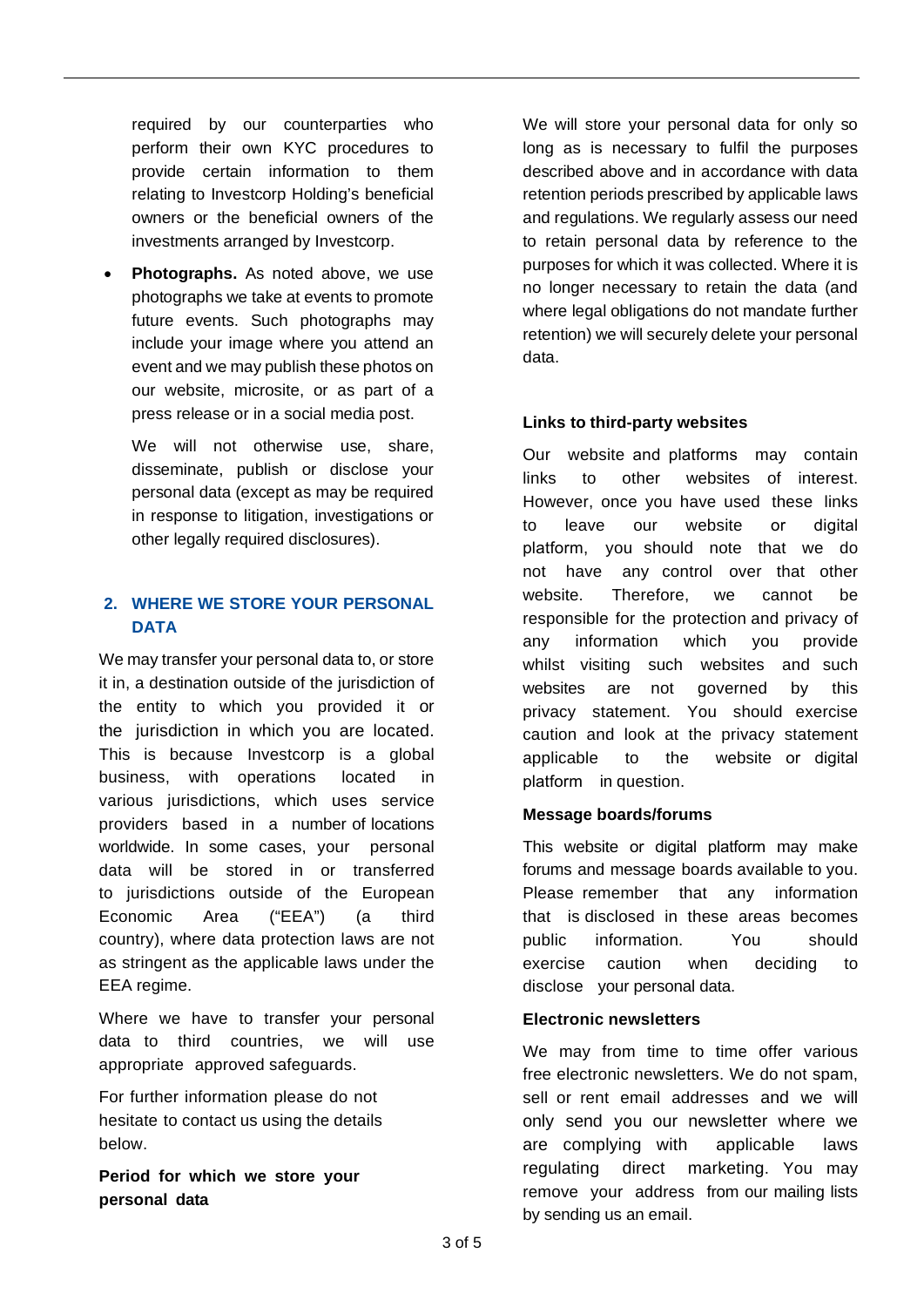required by our counterparties who perform their own KYC procedures to provide certain information to them relating to Investcorp Holding's beneficial owners or the beneficial owners of the investments arranged by Investcorp.

- **Photographs.** As noted above, we use photographs we take at events to promote future events. Such photographs may include your image where you attend an event and we may publish these photos on our website, microsite, or as part of a press release or in a social media post.

  We will not otherwise use, share, disseminate, publish or disclose your personal data (except as may be required in response to litigation, investigations or other legally required disclosures).

## 2. WHERE WE STORE YOUR PERSONAL DATA

We may transfer your personal data to, or store it in, a destination outside of the jurisdiction of the entity to which you provided it or the jurisdiction in which you are located. This is because Investcorp is a global business, with operations located in various jurisdictions, which uses service providers based in a number of locations worldwide. In some cases, your personal data will be stored in or transferred to jurisdictions outside of the European Economic Area ("EEA") (a third country), where data protection laws are not as stringent as the applicable laws under the EEA regime.

Where we have to transfer your personal data to third countries, we will use appropriate approved safeguards.

For further information please do not hesitate to contact us using the details below.

**Period for which we store your personal data**

We will store your personal data for only so long as is necessary to fulfil the purposes described above and in accordance with data retention periods prescribed by applicable laws and regulations. We regularly assess our need to retain personal data by reference to the purposes for which it was collected. Where it is no longer necessary to retain the data (and where legal obligations do not mandate further retention) we will securely delete your personal data.

**Links to third-party websites**

Our website and platforms may contain links to other websites of interest. However, once you have used these links to leave our website or digital platform, you should note that we do not have any control over that other website. Therefore, we cannot be responsible for the protection and privacy of any information which you provide whilst visiting such websites and such websites are not governed by this privacy statement. You should exercise caution and look at the privacy statement applicable to the website or digital platform in question.

**Message boards/forums**

This website or digital platform may make forums and message boards available to you. Please remember that any information that is disclosed in these areas becomes public information. You should exercise caution when deciding to disclose your personal data.

**Electronic newsletters**

We may from time to time offer various free electronic newsletters. We do not spam, sell or rent email addresses and we will only send you our newsletter where we are complying with applicable laws regulating direct marketing. You may remove your address from our mailing lists by sending us an email.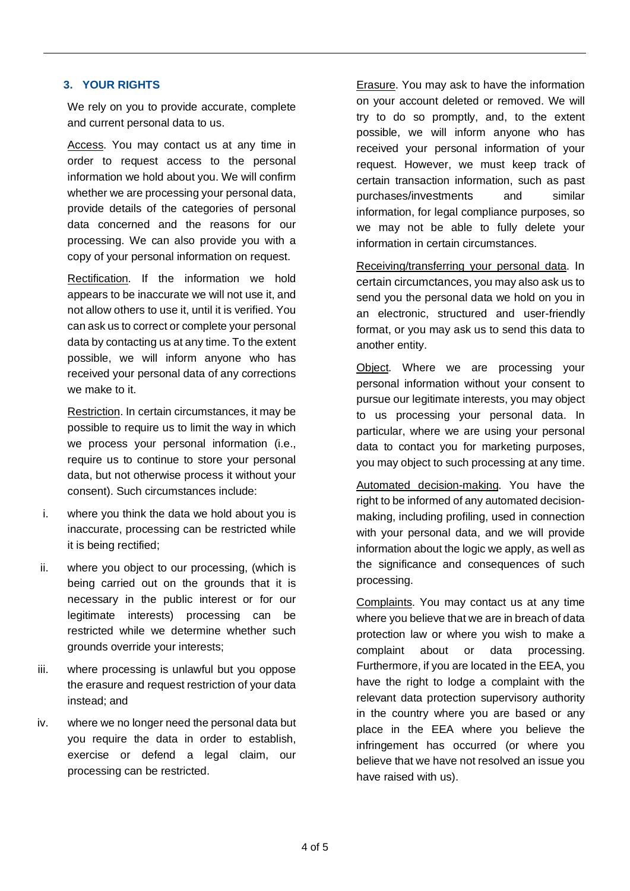## 3. YOUR RIGHTS

We rely on you to provide accurate, complete and current personal data to us.

Access. You may contact us at any time in order to request access to the personal information we hold about you. We will confirm whether we are processing your personal data, provide details of the categories of personal data concerned and the reasons for our processing. We can also provide you with a copy of your personal information on request.

Rectification. If the information we hold appears to be inaccurate we will not use it, and not allow others to use it, until it is verified. You can ask us to correct or complete your personal data by contacting us at any time. To the extent possible, we will inform anyone who has received your personal data of any corrections we make to it.

Restriction. In certain circumstances, it may be possible to require us to limit the way in which we process your personal information (i.e., require us to continue to store your personal data, but not otherwise process it without your consent). Such circumstances include:

i. where you think the data we hold about you is inaccurate, processing can be restricted while it is being rectified;

ii. where you object to our processing, (which is being carried out on the grounds that it is necessary in the public interest or for our legitimate interests) processing can be restricted while we determine whether such grounds override your interests;

iii. where processing is unlawful but you oppose the erasure and request restriction of your data instead; and

iv. where we no longer need the personal data but you require the data in order to establish, exercise or defend a legal claim, our processing can be restricted.

Erasure. You may ask to have the information on your account deleted or removed. We will try to do so promptly, and, to the extent possible, we will inform anyone who has received your personal information of your request. However, we must keep track of certain transaction information, such as past purchases/investments and similar information, for legal compliance purposes, so we may not be able to fully delete your information in certain circumstances.

Receiving/transferring your personal data. In certain circumctances, you may also ask us to send you the personal data we hold on you in an electronic, structured and user-friendly format, or you may ask us to send this data to another entity.

Object. Where we are processing your personal information without your consent to pursue our legitimate interests, you may object to us processing your personal data. In particular, where we are using your personal data to contact you for marketing purposes, you may object to such processing at any time.

Automated decision-making. You have the right to be informed of any automated decision-making, including profiling, used in connection with your personal data, and we will provide information about the logic we apply, as well as the significance and consequences of such processing.

Complaints. You may contact us at any time where you believe that we are in breach of data protection law or where you wish to make a complaint about or data processing. Furthermore, if you are located in the EEA, you have the right to lodge a complaint with the relevant data protection supervisory authority in the country where you are based or any place in the EEA where you believe the infringement has occurred (or where you believe that we have not resolved an issue you have raised with us).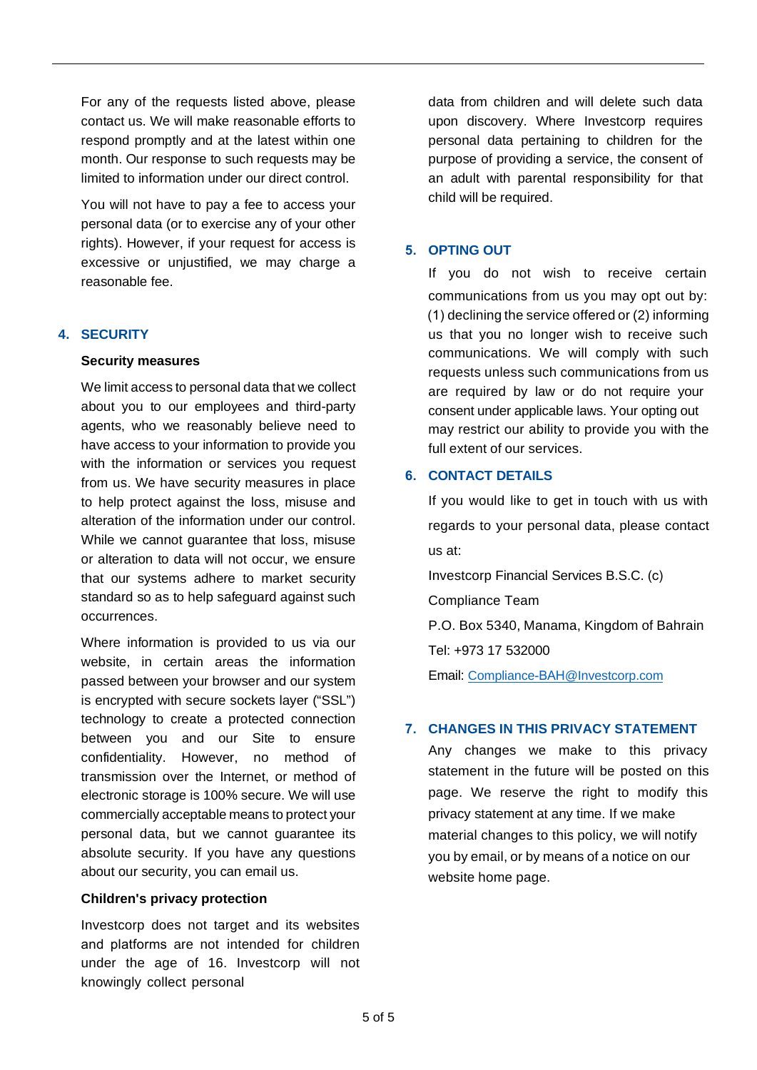For any of the requests listed above, please contact us. We will make reasonable efforts to respond promptly and at the latest within one month. Our response to such requests may be limited to information under our direct control.

You will not have to pay a fee to access your personal data (or to exercise any of your other rights). However, if your request for access is excessive or unjustified, we may charge a reasonable fee.

## 4. SECURITY

**Security measures**

We limit access to personal data that we collect about you to our employees and third-party agents, who we reasonably believe need to have access to your information to provide you with the information or services you request from us. We have security measures in place to help protect against the loss, misuse and alteration of the information under our control. While we cannot guarantee that loss, misuse or alteration to data will not occur, we ensure that our systems adhere to market security standard so as to help safeguard against such occurrences.

Where information is provided to us via our website, in certain areas the information passed between your browser and our system is encrypted with secure sockets layer ("SSL") technology to create a protected connection between you and our Site to ensure confidentiality. However, no method of transmission over the Internet, or method of electronic storage is 100% secure. We will use commercially acceptable means to protect your personal data, but we cannot guarantee its absolute security. If you have any questions about our security, you can email us.

**Children's privacy protection**

Investcorp does not target and its websites and platforms are not intended for children under the age of 16. Investcorp will not knowingly collect personal data from children and will delete such data upon discovery. Where Investcorp requires personal data pertaining to children for the purpose of providing a service, the consent of an adult with parental responsibility for that child will be required.

## 5. OPTING OUT

If you do not wish to receive certain communications from us you may opt out by: (1) declining the service offered or (2) informing us that you no longer wish to receive such communications. We will comply with such requests unless such communications from us are required by law or do not require your consent under applicable laws. Your opting out may restrict our ability to provide you with the full extent of our services.

## 6. CONTACT DETAILS

If you would like to get in touch with us with regards to your personal data, please contact us at:

Investcorp Financial Services B.S.C. (c)

Compliance Team

P.O. Box 5340, Manama, Kingdom of Bahrain

Tel: +973 17 532000

Email: Compliance-BAH@Investcorp.com

## 7. CHANGES IN THIS PRIVACY STATEMENT

Any changes we make to this privacy statement in the future will be posted on this page. We reserve the right to modify this privacy statement at any time. If we make material changes to this policy, we will notify you by email, or by means of a notice on our website home page.